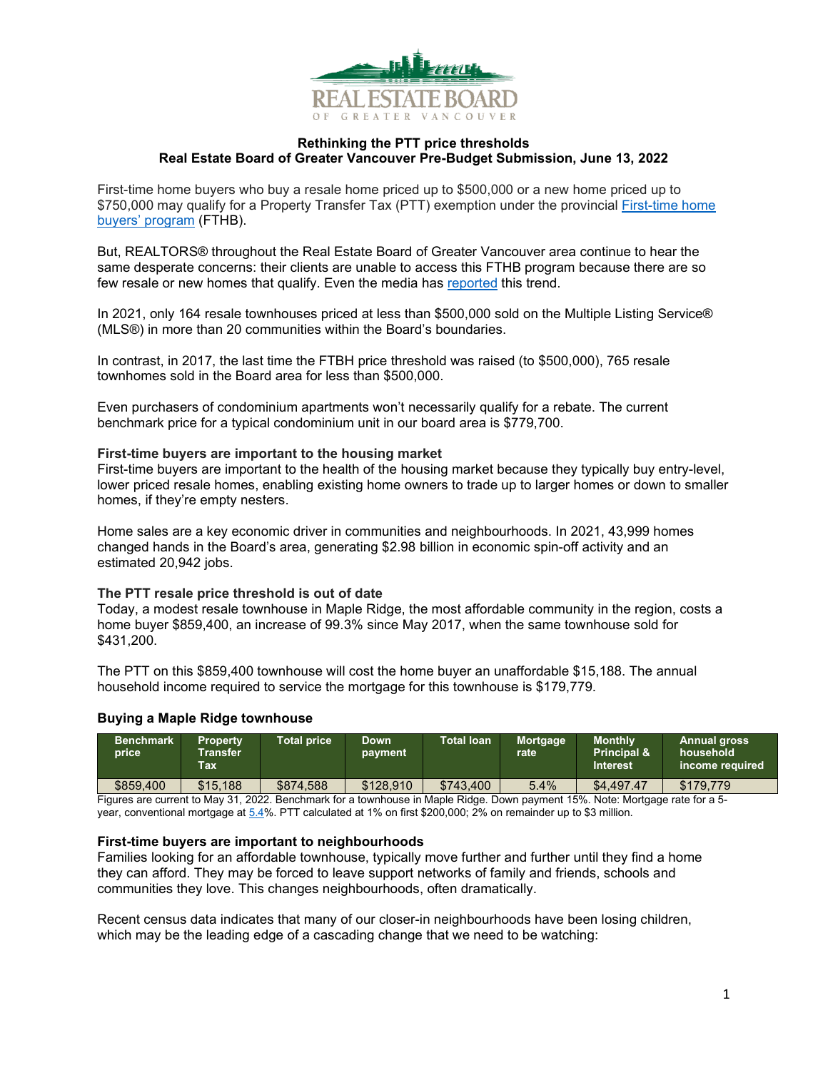REAL ESTATE BOARD OF GREATER VANCOUVER

**Rethinking the PTT price thresholds**
**Real Estate Board of Greater Vancouver Pre-Budget Submission, June 13, 2022**

First-time home buyers who buy a resale home priced up to $500,000 or a new home priced up to $750,000 may qualify for a Property Transfer Tax (PTT) exemption under the provincial First-time home buyers' program (FTHB).

But, REALTORS® throughout the Real Estate Board of Greater Vancouver area continue to hear the same desperate concerns: their clients are unable to access this FTHB program because there are so few resale or new homes that qualify. Even the media has reported this trend.

In 2021, only 164 resale townhouses priced at less than $500,000 sold on the Multiple Listing Service® (MLS®) in more than 20 communities within the Board's boundaries.

In contrast, in 2017, the last time the FTBH price threshold was raised (to $500,000), 765 resale townhomes sold in the Board area for less than $500,000.

Even purchasers of condominium apartments won't necessarily qualify for a rebate. The current benchmark price for a typical condominium unit in our board area is $779,700.

### First-time buyers are important to the housing market

First-time buyers are important to the health of the housing market because they typically buy entry-level, lower priced resale homes, enabling existing home owners to trade up to larger homes or down to smaller homes, if they're empty nesters.

Home sales are a key economic driver in communities and neighbourhoods. In 2021, 43,999 homes changed hands in the Board's area, generating $2.98 billion in economic spin-off activity and an estimated 20,942 jobs.

### The PTT resale price threshold is out of date

Today, a modest resale townhouse in Maple Ridge, the most affordable community in the region, costs a home buyer $859,400, an increase of 99.3% since May 2017, when the same townhouse sold for $431,200.

The PTT on this $859,400 townhouse will cost the home buyer an unaffordable $15,188. The annual household income required to service the mortgage for this townhouse is $179,779.

### Buying a Maple Ridge townhouse

| Benchmark price | Property Transfer Tax | Total price | Down payment | Total loan | Mortgage rate | Monthly Principal & Interest | Annual gross household income required |
|---|---|---|---|---|---|---|---|
| $859,400 | $15,188 | $874,588 | $128,910 | $743,400 | 5.4% | $4,497.47 | $179,779 |

Figures are current to May 31, 2022. Benchmark for a townhouse in Maple Ridge. Down payment 15%. Note: Mortgage rate for a 5-year, conventional mortgage at 5.4%. PTT calculated at 1% on first $200,000; 2% on remainder up to $3 million.

### First-time buyers are important to neighbourhoods

Families looking for an affordable townhouse, typically move further and further until they find a home they can afford. They may be forced to leave support networks of family and friends, schools and communities they love. This changes neighbourhoods, often dramatically.

Recent census data indicates that many of our closer-in neighbourhoods have been losing children, which may be the leading edge of a cascading change that we need to be watching: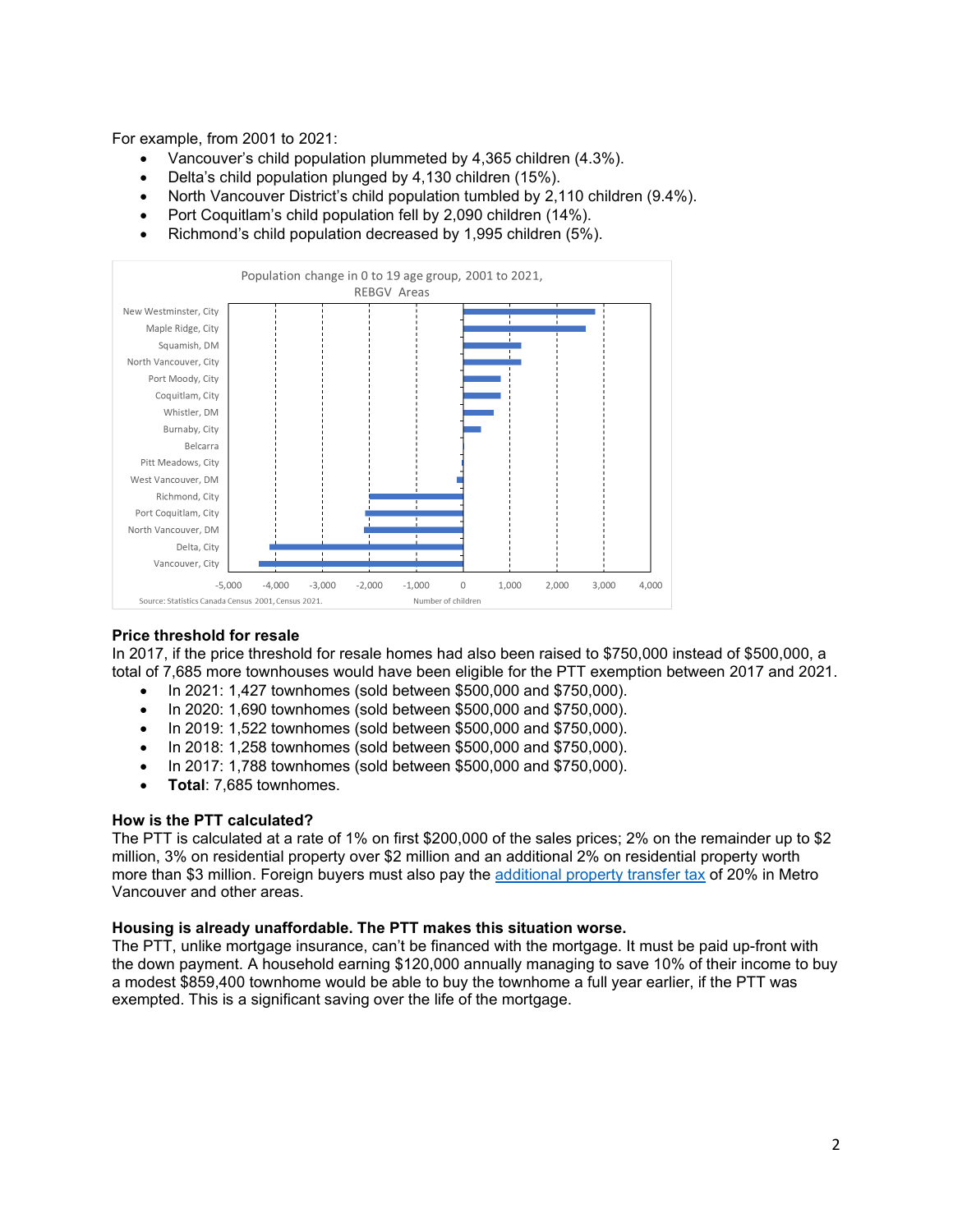For example, from 2001 to 2021:

- Vancouver's child population plummeted by 4,365 children (4.3%).
- Delta's child population plunged by 4,130 children (15%).
- North Vancouver District's child population tumbled by 2,110 children (9.4%).
- Port Coquitlam's child population fell by 2,090 children (14%).
- Richmond's child population decreased by 1,995 children (5%).

Population change in 0 to 19 age group, 2001 to 2021, REBGV Areas

New Westminster, City
Maple Ridge, City
Squamish, DM
North Vancouver, City
Port Moody, City
Coquitlam, City
Whistler, DM
Burnaby, City
Belcarra
Pitt Meadows, City
West Vancouver, DM
Richmond, City
Port Coquitlam, City
North Vancouver, DM
Delta, City
Vancouver, City

-5,000 -4,000 -3,000 -2,000 -1,000 0 1,000 2,000 3,000 4,000

Number of children

Source: Statistics Canada Census 2001, Census 2021.

**Price threshold for resale**

In 2017, if the price threshold for resale homes had also been raised to $750,000 instead of $500,000, a total of 7,685 more townhouses would have been eligible for the PTT exemption between 2017 and 2021.

- In 2021: 1,427 townhomes (sold between $500,000 and $750,000).
- In 2020: 1,690 townhomes (sold between $500,000 and $750,000).
- In 2019: 1,522 townhomes (sold between $500,000 and $750,000).
- In 2018: 1,258 townhomes (sold between $500,000 and $750,000).
- In 2017: 1,788 townhomes (sold between $500,000 and $750,000).
- **Total**: 7,685 townhomes.

**How is the PTT calculated?**

The PTT is calculated at a rate of 1% on first $200,000 of the sales prices; 2% on the remainder up to $2 million, 3% on residential property over $2 million and an additional 2% on residential property worth more than $3 million. Foreign buyers must also pay the additional property transfer tax of 20% in Metro Vancouver and other areas.

**Housing is already unaffordable. The PTT makes this situation worse.**

The PTT, unlike mortgage insurance, can't be financed with the mortgage. It must be paid up-front with the down payment. A household earning $120,000 annually managing to save 10% of their income to buy a modest $859,400 townhome would be able to buy the townhome a full year earlier, if the PTT was exempted. This is a significant saving over the life of the mortgage.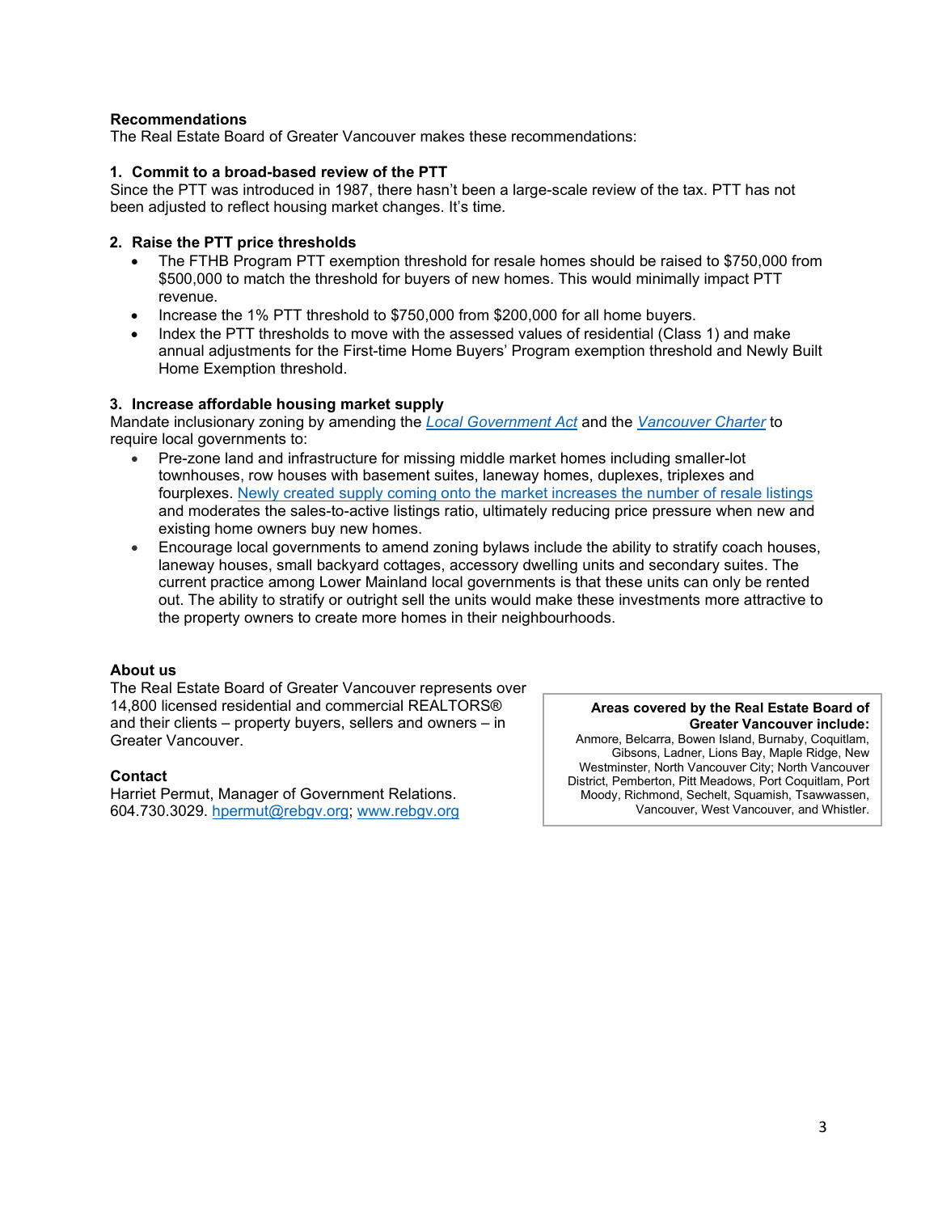**Recommendations**

The Real Estate Board of Greater Vancouver makes these recommendations:

**1. Commit to a broad-based review of the PTT**

Since the PTT was introduced in 1987, there hasn't been a large-scale review of the tax. PTT has not been adjusted to reflect housing market changes. It's time.

**2. Raise the PTT price thresholds**

- The FTHB Program PTT exemption threshold for resale homes should be raised to $750,000 from $500,000 to match the threshold for buyers of new homes. This would minimally impact PTT revenue.
- Increase the 1% PTT threshold to $750,000 from $200,000 for all home buyers.
- Index the PTT thresholds to move with the assessed values of residential (Class 1) and make annual adjustments for the First-time Home Buyers' Program exemption threshold and Newly Built Home Exemption threshold.

**3. Increase affordable housing market supply**

Mandate inclusionary zoning by amending the *Local Government Act* and the *Vancouver Charter* to require local governments to:

- Pre-zone land and infrastructure for missing middle market homes including smaller-lot townhouses, row houses with basement suites, laneway homes, duplexes, triplexes and fourplexes. Newly created supply coming onto the market increases the number of resale listings and moderates the sales-to-active listings ratio, ultimately reducing price pressure when new and existing home owners buy new homes.
- Encourage local governments to amend zoning bylaws include the ability to stratify coach houses, laneway houses, small backyard cottages, accessory dwelling units and secondary suites. The current practice among Lower Mainland local governments is that these units can only be rented out. The ability to stratify or outright sell the units would make these investments more attractive to the property owners to create more homes in their neighbourhoods.

**About us**

The Real Estate Board of Greater Vancouver represents over 14,800 licensed residential and commercial REALTORS® and their clients – property buyers, sellers and owners – in Greater Vancouver.

**Contact**

Harriet Permut, Manager of Government Relations. 604.730.3029. hpermut@rebgv.org; www.rebgv.org

**Areas covered by the Real Estate Board of Greater Vancouver include:**

Anmore, Belcarra, Bowen Island, Burnaby, Coquitlam, Gibsons, Ladner, Lions Bay, Maple Ridge, New Westminster, North Vancouver City; North Vancouver District, Pemberton, Pitt Meadows, Port Coquitlam, Port Moody, Richmond, Sechelt, Squamish, Tsawwassen, Vancouver, West Vancouver, and Whistler.